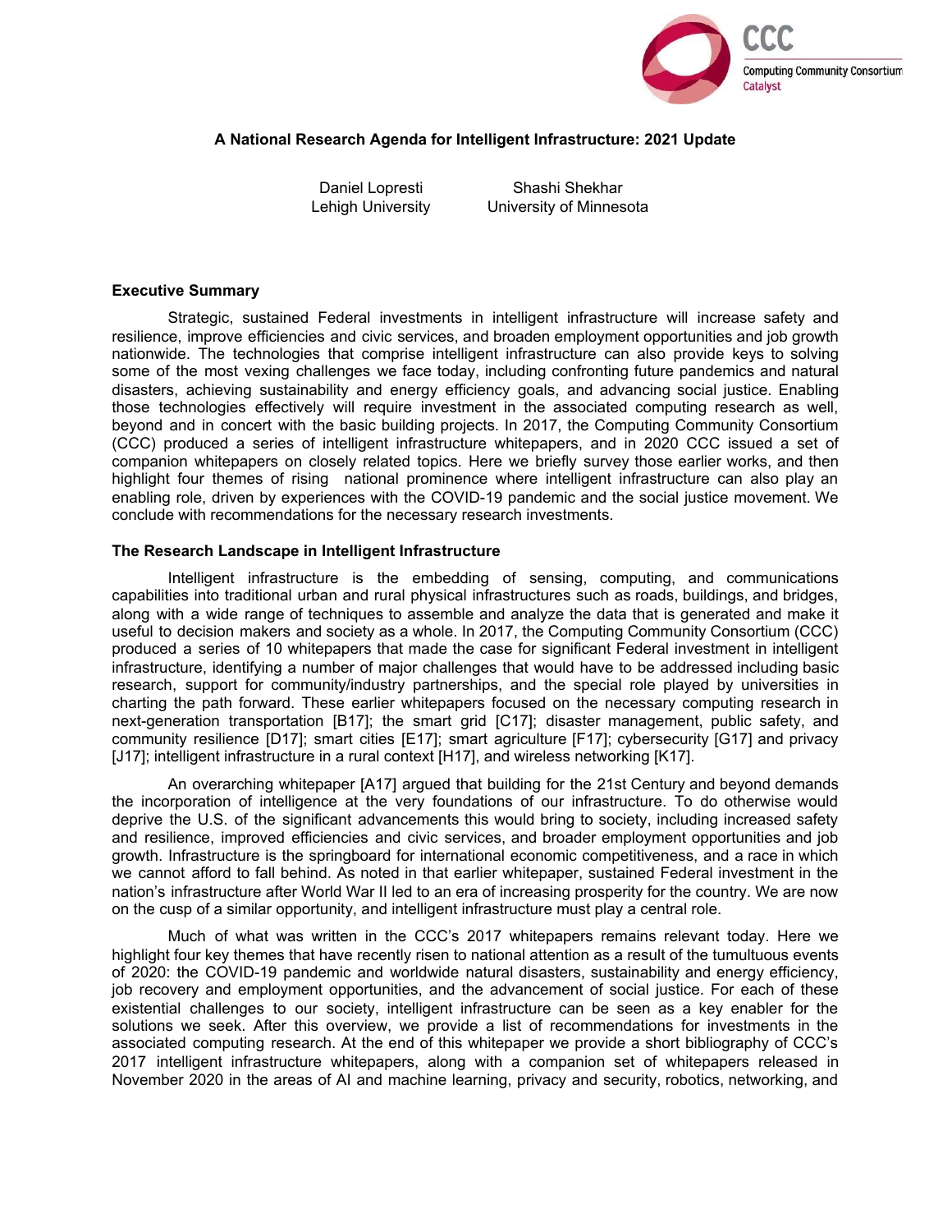# A National Research Agenda for Intelligent Infrastructure: 2021 Update

Daniel Lopresti
Lehigh University

Shashi Shekhar
University of Minnesota

## Executive Summary

Strategic, sustained Federal investments in intelligent infrastructure will increase safety and resilience, improve efficiencies and civic services, and broaden employment opportunities and job growth nationwide. The technologies that comprise intelligent infrastructure can also provide keys to solving some of the most vexing challenges we face today, including confronting future pandemics and natural disasters, achieving sustainability and energy efficiency goals, and advancing social justice. Enabling those technologies effectively will require investment in the associated computing research as well, beyond and in concert with the basic building projects. In 2017, the Computing Community Consortium (CCC) produced a series of intelligent infrastructure whitepapers, and in 2020 CCC issued a set of companion whitepapers on closely related topics. Here we briefly survey those earlier works, and then highlight four themes of rising national prominence where intelligent infrastructure can also play an enabling role, driven by experiences with the COVID-19 pandemic and the social justice movement. We conclude with recommendations for the necessary research investments.

## The Research Landscape in Intelligent Infrastructure

Intelligent infrastructure is the embedding of sensing, computing, and communications capabilities into traditional urban and rural physical infrastructures such as roads, buildings, and bridges, along with a wide range of techniques to assemble and analyze the data that is generated and make it useful to decision makers and society as a whole. In 2017, the Computing Community Consortium (CCC) produced a series of 10 whitepapers that made the case for significant Federal investment in intelligent infrastructure, identifying a number of major challenges that would have to be addressed including basic research, support for community/industry partnerships, and the special role played by universities in charting the path forward. These earlier whitepapers focused on the necessary computing research in next-generation transportation [B17]; the smart grid [C17]; disaster management, public safety, and community resilience [D17]; smart cities [E17]; smart agriculture [F17]; cybersecurity [G17] and privacy [J17]; intelligent infrastructure in a rural context [H17], and wireless networking [K17].

An overarching whitepaper [A17] argued that building for the 21st Century and beyond demands the incorporation of intelligence at the very foundations of our infrastructure. To do otherwise would deprive the U.S. of the significant advancements this would bring to society, including increased safety and resilience, improved efficiencies and civic services, and broader employment opportunities and job growth. Infrastructure is the springboard for international economic competitiveness, and a race in which we cannot afford to fall behind. As noted in that earlier whitepaper, sustained Federal investment in the nation's infrastructure after World War II led to an era of increasing prosperity for the country. We are now on the cusp of a similar opportunity, and intelligent infrastructure must play a central role.

Much of what was written in the CCC's 2017 whitepapers remains relevant today. Here we highlight four key themes that have recently risen to national attention as a result of the tumultuous events of 2020: the COVID-19 pandemic and worldwide natural disasters, sustainability and energy efficiency, job recovery and employment opportunities, and the advancement of social justice. For each of these existential challenges to our society, intelligent infrastructure can be seen as a key enabler for the solutions we seek. After this overview, we provide a list of recommendations for investments in the associated computing research. At the end of this whitepaper we provide a short bibliography of CCC's 2017 intelligent infrastructure whitepapers, along with a companion set of whitepapers released in November 2020 in the areas of AI and machine learning, privacy and security, robotics, networking, and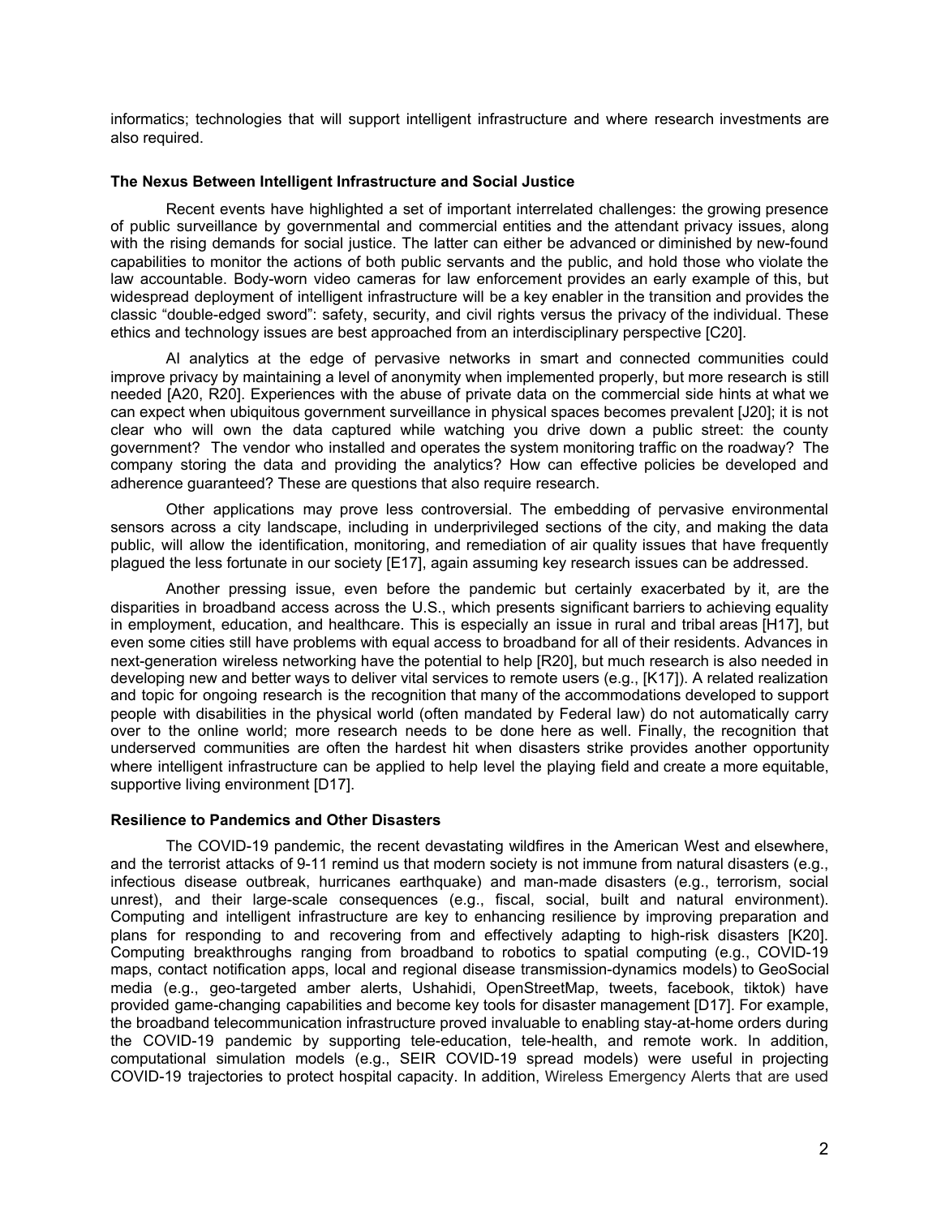informatics; technologies that will support intelligent infrastructure and where research investments are also required.

**The Nexus Between Intelligent Infrastructure and Social Justice**

Recent events have highlighted a set of important interrelated challenges: the growing presence of public surveillance by governmental and commercial entities and the attendant privacy issues, along with the rising demands for social justice. The latter can either be advanced or diminished by new-found capabilities to monitor the actions of both public servants and the public, and hold those who violate the law accountable. Body-worn video cameras for law enforcement provides an early example of this, but widespread deployment of intelligent infrastructure will be a key enabler in the transition and provides the classic "double-edged sword": safety, security, and civil rights versus the privacy of the individual. These ethics and technology issues are best approached from an interdisciplinary perspective [C20].

AI analytics at the edge of pervasive networks in smart and connected communities could improve privacy by maintaining a level of anonymity when implemented properly, but more research is still needed [A20, R20]. Experiences with the abuse of private data on the commercial side hints at what we can expect when ubiquitous government surveillance in physical spaces becomes prevalent [J20]; it is not clear who will own the data captured while watching you drive down a public street: the county government? The vendor who installed and operates the system monitoring traffic on the roadway? The company storing the data and providing the analytics? How can effective policies be developed and adherence guaranteed? These are questions that also require research.

Other applications may prove less controversial. The embedding of pervasive environmental sensors across a city landscape, including in underprivileged sections of the city, and making the data public, will allow the identification, monitoring, and remediation of air quality issues that have frequently plagued the less fortunate in our society [E17], again assuming key research issues can be addressed.

Another pressing issue, even before the pandemic but certainly exacerbated by it, are the disparities in broadband access across the U.S., which presents significant barriers to achieving equality in employment, education, and healthcare. This is especially an issue in rural and tribal areas [H17], but even some cities still have problems with equal access to broadband for all of their residents. Advances in next-generation wireless networking have the potential to help [R20], but much research is also needed in developing new and better ways to deliver vital services to remote users (e.g., [K17]). A related realization and topic for ongoing research is the recognition that many of the accommodations developed to support people with disabilities in the physical world (often mandated by Federal law) do not automatically carry over to the online world; more research needs to be done here as well. Finally, the recognition that underserved communities are often the hardest hit when disasters strike provides another opportunity where intelligent infrastructure can be applied to help level the playing field and create a more equitable, supportive living environment [D17].

**Resilience to Pandemics and Other Disasters**

The COVID-19 pandemic, the recent devastating wildfires in the American West and elsewhere, and the terrorist attacks of 9-11 remind us that modern society is not immune from natural disasters (e.g., infectious disease outbreak, hurricanes earthquake) and man-made disasters (e.g., terrorism, social unrest), and their large-scale consequences (e.g., fiscal, social, built and natural environment). Computing and intelligent infrastructure are key to enhancing resilience by improving preparation and plans for responding to and recovering from and effectively adapting to high-risk disasters [K20]. Computing breakthroughs ranging from broadband to robotics to spatial computing (e.g., COVID-19 maps, contact notification apps, local and regional disease transmission-dynamics models) to GeoSocial media (e.g., geo-targeted amber alerts, Ushahidi, OpenStreetMap, tweets, facebook, tiktok) have provided game-changing capabilities and become key tools for disaster management [D17]. For example, the broadband telecommunication infrastructure proved invaluable to enabling stay-at-home orders during the COVID-19 pandemic by supporting tele-education, tele-health, and remote work. In addition, computational simulation models (e.g., SEIR COVID-19 spread models) were useful in projecting COVID-19 trajectories to protect hospital capacity. In addition, Wireless Emergency Alerts that are used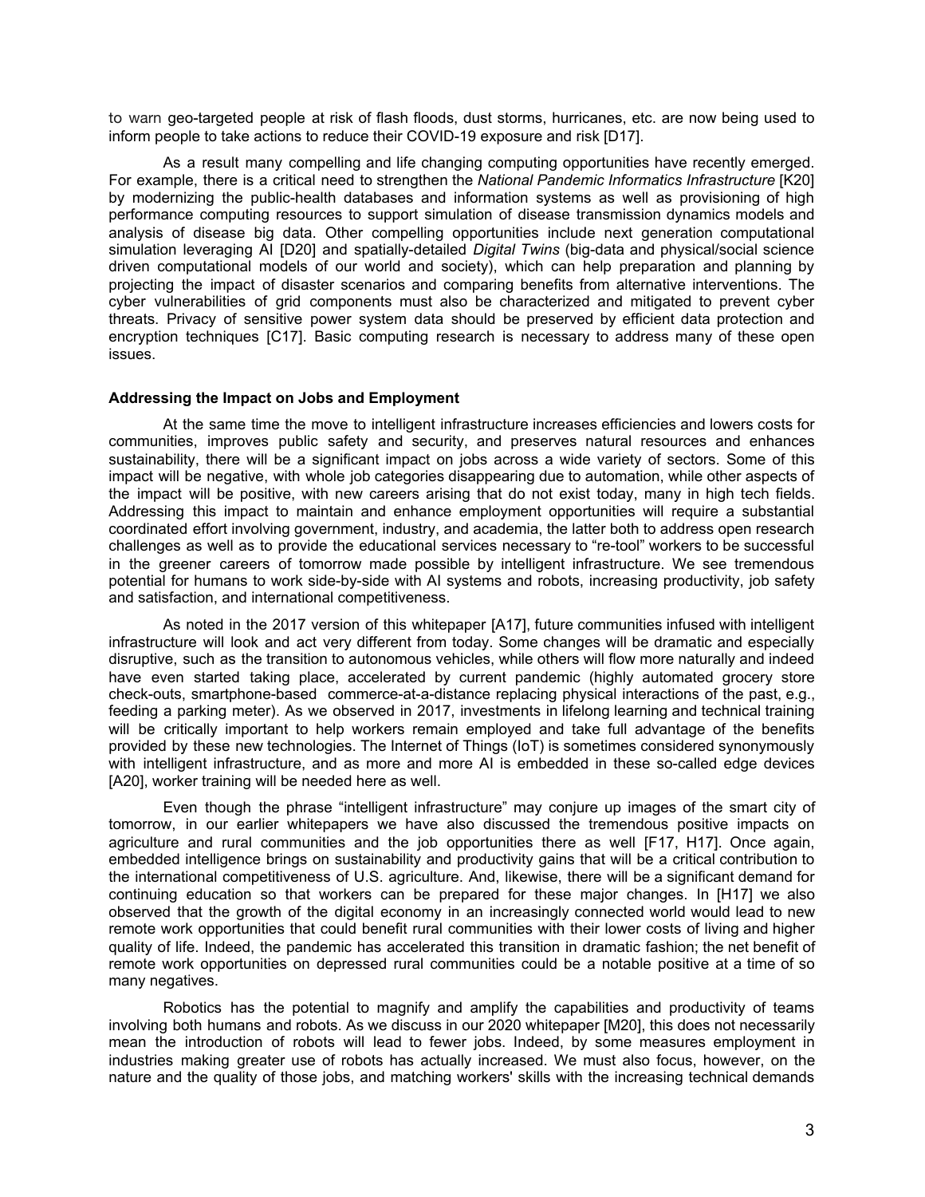to warn geo-targeted people at risk of flash floods, dust storms, hurricanes, etc. are now being used to inform people to take actions to reduce their COVID-19 exposure and risk [D17].

As a result many compelling and life changing computing opportunities have recently emerged. For example, there is a critical need to strengthen the *National Pandemic Informatics Infrastructure* [K20] by modernizing the public-health databases and information systems as well as provisioning of high performance computing resources to support simulation of disease transmission dynamics models and analysis of disease big data. Other compelling opportunities include next generation computational simulation leveraging AI [D20] and spatially-detailed *Digital Twins* (big-data and physical/social science driven computational models of our world and society), which can help preparation and planning by projecting the impact of disaster scenarios and comparing benefits from alternative interventions. The cyber vulnerabilities of grid components must also be characterized and mitigated to prevent cyber threats. Privacy of sensitive power system data should be preserved by efficient data protection and encryption techniques [C17]. Basic computing research is necessary to address many of these open issues.

**Addressing the Impact on Jobs and Employment**

At the same time the move to intelligent infrastructure increases efficiencies and lowers costs for communities, improves public safety and security, and preserves natural resources and enhances sustainability, there will be a significant impact on jobs across a wide variety of sectors. Some of this impact will be negative, with whole job categories disappearing due to automation, while other aspects of the impact will be positive, with new careers arising that do not exist today, many in high tech fields. Addressing this impact to maintain and enhance employment opportunities will require a substantial coordinated effort involving government, industry, and academia, the latter both to address open research challenges as well as to provide the educational services necessary to "re-tool" workers to be successful in the greener careers of tomorrow made possible by intelligent infrastructure. We see tremendous potential for humans to work side-by-side with AI systems and robots, increasing productivity, job safety and satisfaction, and international competitiveness.

As noted in the 2017 version of this whitepaper [A17], future communities infused with intelligent infrastructure will look and act very different from today. Some changes will be dramatic and especially disruptive, such as the transition to autonomous vehicles, while others will flow more naturally and indeed have even started taking place, accelerated by current pandemic (highly automated grocery store check-outs, smartphone-based commerce-at-a-distance replacing physical interactions of the past, e.g., feeding a parking meter). As we observed in 2017, investments in lifelong learning and technical training will be critically important to help workers remain employed and take full advantage of the benefits provided by these new technologies. The Internet of Things (IoT) is sometimes considered synonymously with intelligent infrastructure, and as more and more AI is embedded in these so-called edge devices [A20], worker training will be needed here as well.

Even though the phrase "intelligent infrastructure" may conjure up images of the smart city of tomorrow, in our earlier whitepapers we have also discussed the tremendous positive impacts on agriculture and rural communities and the job opportunities there as well [F17, H17]. Once again, embedded intelligence brings on sustainability and productivity gains that will be a critical contribution to the international competitiveness of U.S. agriculture. And, likewise, there will be a significant demand for continuing education so that workers can be prepared for these major changes. In [H17] we also observed that the growth of the digital economy in an increasingly connected world would lead to new remote work opportunities that could benefit rural communities with their lower costs of living and higher quality of life. Indeed, the pandemic has accelerated this transition in dramatic fashion; the net benefit of remote work opportunities on depressed rural communities could be a notable positive at a time of so many negatives.

Robotics has the potential to magnify and amplify the capabilities and productivity of teams involving both humans and robots. As we discuss in our 2020 whitepaper [M20], this does not necessarily mean the introduction of robots will lead to fewer jobs. Indeed, by some measures employment in industries making greater use of robots has actually increased. We must also focus, however, on the nature and the quality of those jobs, and matching workers' skills with the increasing technical demands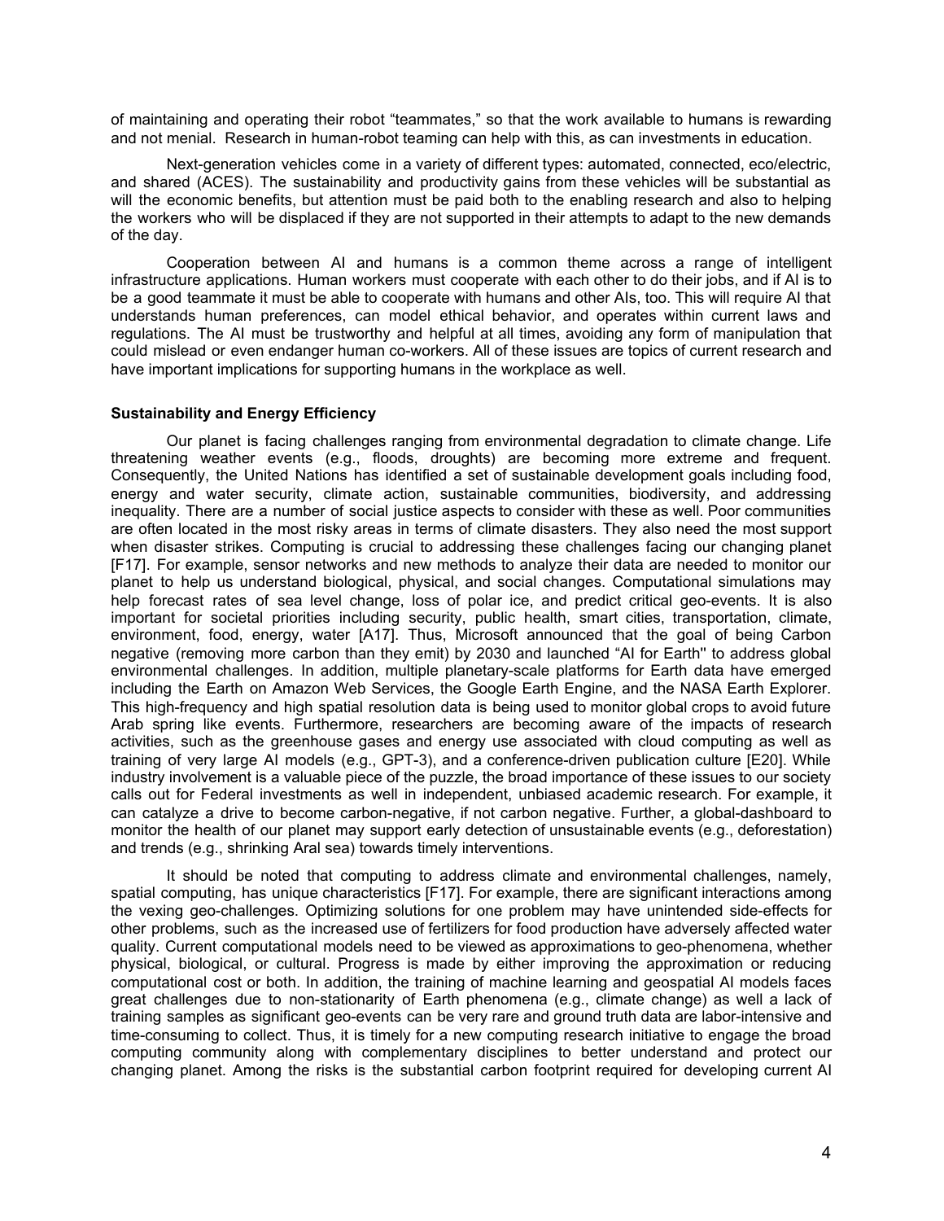of maintaining and operating their robot "teammates," so that the work available to humans is rewarding and not menial. Research in human-robot teaming can help with this, as can investments in education.

Next-generation vehicles come in a variety of different types: automated, connected, eco/electric, and shared (ACES). The sustainability and productivity gains from these vehicles will be substantial as will the economic benefits, but attention must be paid both to the enabling research and also to helping the workers who will be displaced if they are not supported in their attempts to adapt to the new demands of the day.

Cooperation between AI and humans is a common theme across a range of intelligent infrastructure applications. Human workers must cooperate with each other to do their jobs, and if AI is to be a good teammate it must be able to cooperate with humans and other AIs, too. This will require AI that understands human preferences, can model ethical behavior, and operates within current laws and regulations. The AI must be trustworthy and helpful at all times, avoiding any form of manipulation that could mislead or even endanger human co-workers. All of these issues are topics of current research and have important implications for supporting humans in the workplace as well.

**Sustainability and Energy Efficiency**

Our planet is facing challenges ranging from environmental degradation to climate change. Life threatening weather events (e.g., floods, droughts) are becoming more extreme and frequent. Consequently, the United Nations has identified a set of sustainable development goals including food, energy and water security, climate action, sustainable communities, biodiversity, and addressing inequality. There are a number of social justice aspects to consider with these as well. Poor communities are often located in the most risky areas in terms of climate disasters. They also need the most support when disaster strikes. Computing is crucial to addressing these challenges facing our changing planet [F17]. For example, sensor networks and new methods to analyze their data are needed to monitor our planet to help us understand biological, physical, and social changes. Computational simulations may help forecast rates of sea level change, loss of polar ice, and predict critical geo-events. It is also important for societal priorities including security, public health, smart cities, transportation, climate, environment, food, energy, water [A17]. Thus, Microsoft announced that the goal of being Carbon negative (removing more carbon than they emit) by 2030 and launched "AI for Earth" to address global environmental challenges. In addition, multiple planetary-scale platforms for Earth data have emerged including the Earth on Amazon Web Services, the Google Earth Engine, and the NASA Earth Explorer. This high-frequency and high spatial resolution data is being used to monitor global crops to avoid future Arab spring like events. Furthermore, researchers are becoming aware of the impacts of research activities, such as the greenhouse gases and energy use associated with cloud computing as well as training of very large AI models (e.g., GPT-3), and a conference-driven publication culture [E20]. While industry involvement is a valuable piece of the puzzle, the broad importance of these issues to our society calls out for Federal investments as well in independent, unbiased academic research. For example, it can catalyze a drive to become carbon-negative, if not carbon negative. Further, a global-dashboard to monitor the health of our planet may support early detection of unsustainable events (e.g., deforestation) and trends (e.g., shrinking Aral sea) towards timely interventions.

It should be noted that computing to address climate and environmental challenges, namely, spatial computing, has unique characteristics [F17]. For example, there are significant interactions among the vexing geo-challenges. Optimizing solutions for one problem may have unintended side-effects for other problems, such as the increased use of fertilizers for food production have adversely affected water quality. Current computational models need to be viewed as approximations to geo-phenomena, whether physical, biological, or cultural. Progress is made by either improving the approximation or reducing computational cost or both. In addition, the training of machine learning and geospatial AI models faces great challenges due to non-stationarity of Earth phenomena (e.g., climate change) as well a lack of training samples as significant geo-events can be very rare and ground truth data are labor-intensive and time-consuming to collect. Thus, it is timely for a new computing research initiative to engage the broad computing community along with complementary disciplines to better understand and protect our changing planet. Among the risks is the substantial carbon footprint required for developing current AI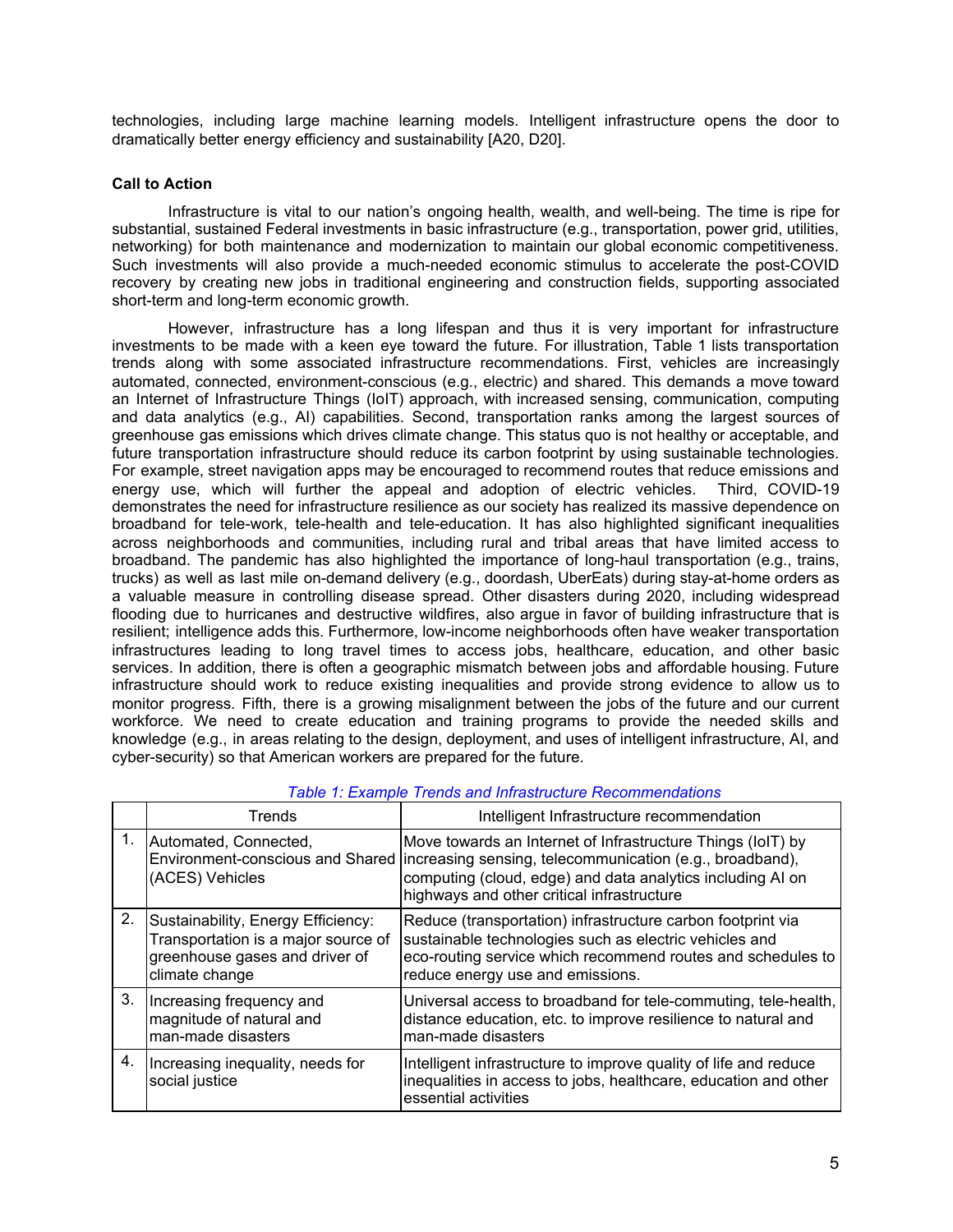technologies, including large machine learning models. Intelligent infrastructure opens the door to dramatically better energy efficiency and sustainability [A20, D20].

**Call to Action**

Infrastructure is vital to our nation's ongoing health, wealth, and well-being. The time is ripe for substantial, sustained Federal investments in basic infrastructure (e.g., transportation, power grid, utilities, networking) for both maintenance and modernization to maintain our global economic competitiveness. Such investments will also provide a much-needed economic stimulus to accelerate the post-COVID recovery by creating new jobs in traditional engineering and construction fields, supporting associated short-term and long-term economic growth.

However, infrastructure has a long lifespan and thus it is very important for infrastructure investments to be made with a keen eye toward the future. For illustration, Table 1 lists transportation trends along with some associated infrastructure recommendations. First, vehicles are increasingly automated, connected, environment-conscious (e.g., electric) and shared. This demands a move toward an Internet of Infrastructure Things (IoIT) approach, with increased sensing, communication, computing and data analytics (e.g., AI) capabilities. Second, transportation ranks among the largest sources of greenhouse gas emissions which drives climate change. This status quo is not healthy or acceptable, and future transportation infrastructure should reduce its carbon footprint by using sustainable technologies. For example, street navigation apps may be encouraged to recommend routes that reduce emissions and energy use, which will further the appeal and adoption of electric vehicles. Third, COVID-19 demonstrates the need for infrastructure resilience as our society has realized its massive dependence on broadband for tele-work, tele-health and tele-education. It has also highlighted significant inequalities across neighborhoods and communities, including rural and tribal areas that have limited access to broadband. The pandemic has also highlighted the importance of long-haul transportation (e.g., trains, trucks) as well as last mile on-demand delivery (e.g., doordash, UberEats) during stay-at-home orders as a valuable measure in controlling disease spread. Other disasters during 2020, including widespread flooding due to hurricanes and destructive wildfires, also argue in favor of building infrastructure that is resilient; intelligence adds this. Furthermore, low-income neighborhoods often have weaker transportation infrastructures leading to long travel times to access jobs, healthcare, education, and other basic services. In addition, there is often a geographic mismatch between jobs and affordable housing. Future infrastructure should work to reduce existing inequalities and provide strong evidence to allow us to monitor progress. Fifth, there is a growing misalignment between the jobs of the future and our current workforce. We need to create education and training programs to provide the needed skills and knowledge (e.g., in areas relating to the design, deployment, and uses of intelligent infrastructure, AI, and cyber-security) so that American workers are prepared for the future.

*Table 1: Example Trends and Infrastructure Recommendations*

| | Trends | Intelligent Infrastructure recommendation |
|---|---|---|
| 1. | Automated, Connected, Environment-conscious and Shared (ACES) Vehicles | Move towards an Internet of Infrastructure Things (IoIT) by increasing sensing, telecommunication (e.g., broadband), computing (cloud, edge) and data analytics including AI on highways and other critical infrastructure |
| 2. | Sustainability, Energy Efficiency: Transportation is a major source of greenhouse gases and driver of climate change | Reduce (transportation) infrastructure carbon footprint via sustainable technologies such as electric vehicles and eco-routing service which recommend routes and schedules to reduce energy use and emissions. |
| 3. | Increasing frequency and magnitude of natural and man-made disasters | Universal access to broadband for tele-commuting, tele-health, distance education, etc. to improve resilience to natural and man-made disasters |
| 4. | Increasing inequality, needs for social justice | Intelligent infrastructure to improve quality of life and reduce inequalities in access to jobs, healthcare, education and other essential activities |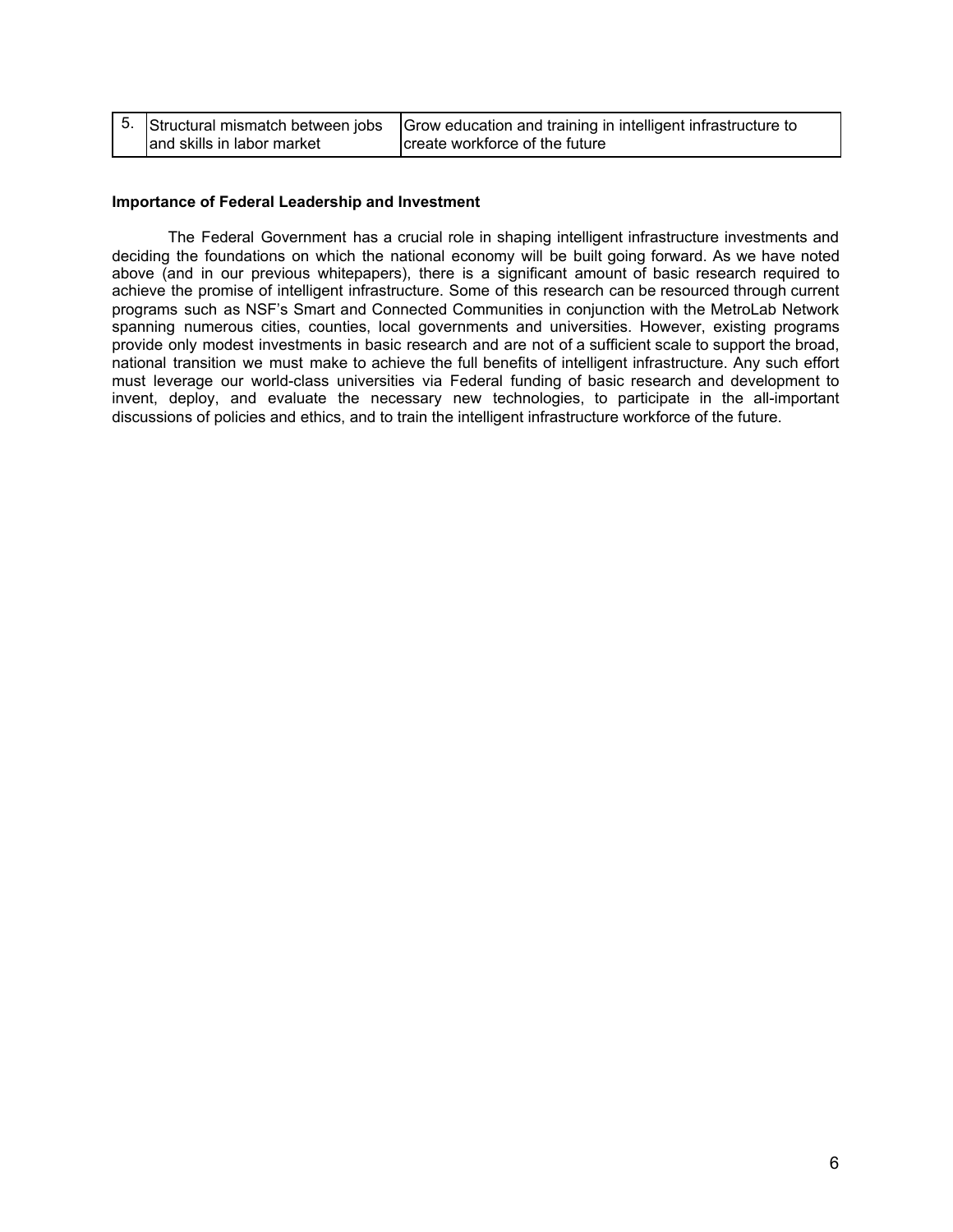| | | |
|---|---|---|
| 5. | Structural mismatch between jobs and skills in labor market | Grow education and training in intelligent infrastructure to create workforce of the future |

**Importance of Federal Leadership and Investment**

The Federal Government has a crucial role in shaping intelligent infrastructure investments and deciding the foundations on which the national economy will be built going forward. As we have noted above (and in our previous whitepapers), there is a significant amount of basic research required to achieve the promise of intelligent infrastructure. Some of this research can be resourced through current programs such as NSF's Smart and Connected Communities in conjunction with the MetroLab Network spanning numerous cities, counties, local governments and universities. However, existing programs provide only modest investments in basic research and are not of a sufficient scale to support the broad, national transition we must make to achieve the full benefits of intelligent infrastructure. Any such effort must leverage our world-class universities via Federal funding of basic research and development to invent, deploy, and evaluate the necessary new technologies, to participate in the all-important discussions of policies and ethics, and to train the intelligent infrastructure workforce of the future.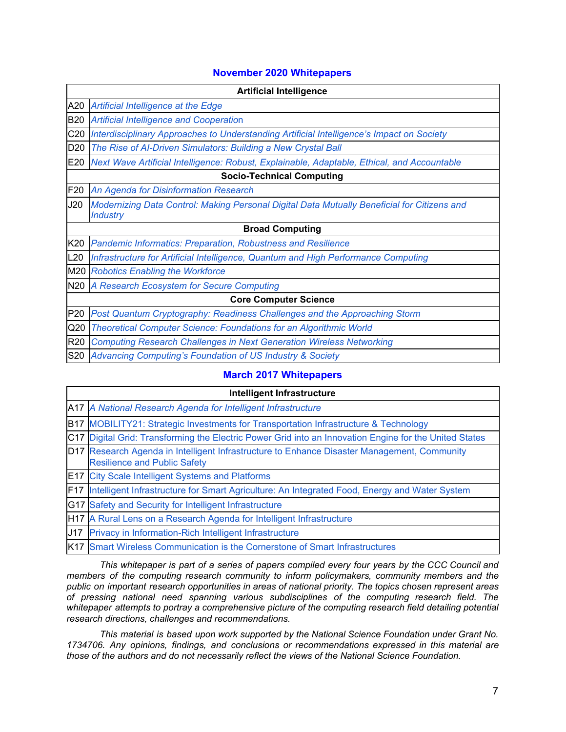## November 2020 Whitepapers

| | |
|---|---|
| **Artificial Intelligence** | |
| A20 | *Artificial Intelligence at the Edge* |
| B20 | *Artificial Intelligence and Cooperation* |
| C20 | *Interdisciplinary Approaches to Understanding Artificial Intelligence's Impact on Society* |
| D20 | *The Rise of AI-Driven Simulators: Building a New Crystal Ball* |
| E20 | *Next Wave Artificial Intelligence: Robust, Explainable, Adaptable, Ethical, and Accountable* |
| **Socio-Technical Computing** | |
| F20 | *An Agenda for Disinformation Research* |
| J20 | *Modernizing Data Control: Making Personal Digital Data Mutually Beneficial for Citizens and Industry* |
| **Broad Computing** | |
| K20 | *Pandemic Informatics: Preparation, Robustness and Resilience* |
| L20 | *Infrastructure for Artificial Intelligence, Quantum and High Performance Computing* |
| M20 | *Robotics Enabling the Workforce* |
| N20 | *A Research Ecosystem for Secure Computing* |
| **Core Computer Science** | |
| P20 | *Post Quantum Cryptography: Readiness Challenges and the Approaching Storm* |
| Q20 | *Theoretical Computer Science: Foundations for an Algorithmic World* |
| R20 | *Computing Research Challenges in Next Generation Wireless Networking* |
| S20 | *Advancing Computing's Foundation of US Industry & Society* |

## March 2017 Whitepapers

| | |
|---|---|
| **Intelligent Infrastructure** | |
| A17 | *A National Research Agenda for Intelligent Infrastructure* |
| B17 | MOBILITY21: Strategic Investments for Transportation Infrastructure & Technology |
| C17 | Digital Grid: Transforming the Electric Power Grid into an Innovation Engine for the United States |
| D17 | Research Agenda in Intelligent Infrastructure to Enhance Disaster Management, Community Resilience and Public Safety |
| E17 | City Scale Intelligent Systems and Platforms |
| F17 | Intelligent Infrastructure for Smart Agriculture: An Integrated Food, Energy and Water System |
| G17 | Safety and Security for Intelligent Infrastructure |
| H17 | A Rural Lens on a Research Agenda for Intelligent Infrastructure |
| J17 | Privacy in Information-Rich Intelligent Infrastructure |
| K17 | Smart Wireless Communication is the Cornerstone of Smart Infrastructures |

*This whitepaper is part of a series of papers compiled every four years by the CCC Council and members of the computing research community to inform policymakers, community members and the public on important research opportunities in areas of national priority. The topics chosen represent areas of pressing national need spanning various subdisciplines of the computing research field. The whitepaper attempts to portray a comprehensive picture of the computing research field detailing potential research directions, challenges and recommendations.*

*This material is based upon work supported by the National Science Foundation under Grant No. 1734706. Any opinions, findings, and conclusions or recommendations expressed in this material are those of the authors and do not necessarily reflect the views of the National Science Foundation.*